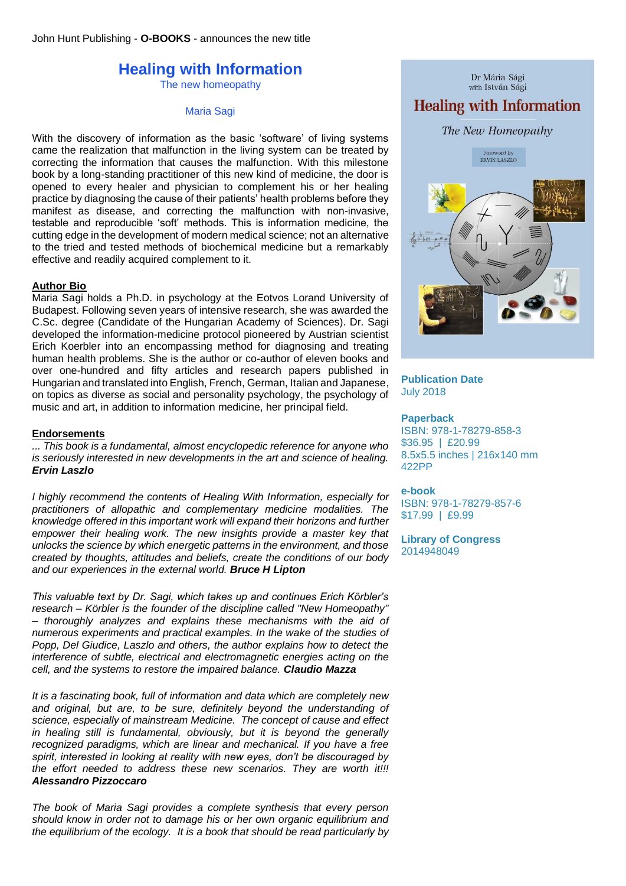John Hunt Publishing - **O-BOOKS** - announces the new title

# Healing with Information

The new homeopathy

Maria Sagi

With the discovery of information as the basic 'software' of living systems came the realization that malfunction in the living system can be treated by correcting the information that causes the malfunction. With this milestone book by a long-standing practitioner of this new kind of medicine, the door is opened to every healer and physician to complement his or her healing practice by diagnosing the cause of their patients' health problems before they manifest as disease, and correcting the malfunction with non-invasive, testable and reproducible 'soft' methods. This is information medicine, the cutting edge in the development of modern medical science; not an alternative to the tried and tested methods of biochemical medicine but a remarkably effective and readily acquired complement to it.

**Author Bio**

Maria Sagi holds a Ph.D. in psychology at the Eotvos Lorand University of Budapest. Following seven years of intensive research, she was awarded the C.Sc. degree (Candidate of the Hungarian Academy of Sciences). Dr. Sagi developed the information-medicine protocol pioneered by Austrian scientist Erich Koerbler into an encompassing method for diagnosing and treating human health problems. She is the author or co-author of eleven books and over one-hundred and fifty articles and research papers published in Hungarian and translated into English, French, German, Italian and Japanese, on topics as diverse as social and personality psychology, the psychology of music and art, in addition to information medicine, her principal field.

**Endorsements**

*... This book is a fundamental, almost encyclopedic reference for anyone who is seriously interested in new developments in the art and science of healing.* ***Ervin Laszlo***

*I highly recommend the contents of Healing With Information, especially for practitioners of allopathic and complementary medicine modalities. The knowledge offered in this important work will expand their horizons and further empower their healing work. The new insights provide a master key that unlocks the science by which energetic patterns in the environment, and those created by thoughts, attitudes and beliefs, create the conditions of our body and our experiences in the external world.* ***Bruce H Lipton***

*This valuable text by Dr. Sagi, which takes up and continues Erich Körbler's research – Körbler is the founder of the discipline called "New Homeopathy" – thoroughly analyzes and explains these mechanisms with the aid of numerous experiments and practical examples. In the wake of the studies of Popp, Del Giudice, Laszlo and others, the author explains how to detect the interference of subtle, electrical and electromagnetic energies acting on the cell, and the systems to restore the impaired balance.* ***Claudio Mazza***

*It is a fascinating book, full of information and data which are completely new and original, but are, to be sure, definitely beyond the understanding of science, especially of mainstream Medicine. The concept of cause and effect in healing still is fundamental, obviously, but it is beyond the generally recognized paradigms, which are linear and mechanical. If you have a free spirit, interested in looking at reality with new eyes, don't be discouraged by the effort needed to address these new scenarios. They are worth it!!!* ***Alessandro Pizzoccaro***

*The book of Maria Sagi provides a complete synthesis that every person should know in order not to damage his or her own organic equilibrium and the equilibrium of the ecology. It is a book that should be read particularly by*

Dr Mária Sági
with István Sági

**Healing with Information**

*The New Homeopathy*

Foreword by
ERVIN LASZLO

**Publication Date**
July 2018

**Paperback**
ISBN: 978-1-78279-858-3
$36.95 | £20.99
8.5x5.5 inches | 216x140 mm
422PP

**e-book**
ISBN: 978-1-78279-857-6
$17.99 | £9.99

**Library of Congress**
2014948049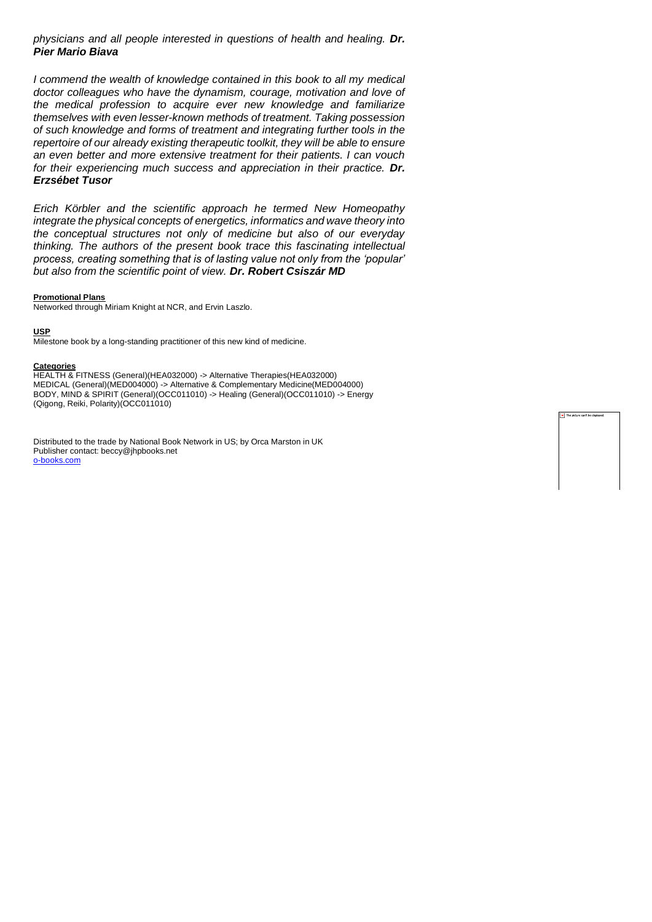*physicians and all people interested in questions of health and healing.* ***Dr. Pier Mario Biava***

*I commend the wealth of knowledge contained in this book to all my medical doctor colleagues who have the dynamism, courage, motivation and love of the medical profession to acquire ever new knowledge and familiarize themselves with even lesser-known methods of treatment. Taking possession of such knowledge and forms of treatment and integrating further tools in the repertoire of our already existing therapeutic toolkit, they will be able to ensure an even better and more extensive treatment for their patients. I can vouch for their experiencing much success and appreciation in their practice.* ***Dr. Erzsébet Tusor***

*Erich Körbler and the scientific approach he termed New Homeopathy integrate the physical concepts of energetics, informatics and wave theory into the conceptual structures not only of medicine but also of our everyday thinking. The authors of the present book trace this fascinating intellectual process, creating something that is of lasting value not only from the 'popular' but also from the scientific point of view.* ***Dr. Robert Csiszár MD***

**Promotional Plans**
Networked through Miriam Knight at NCR, and Ervin Laszlo.

**USP**
Milestone book by a long-standing practitioner of this new kind of medicine.

**Categories**
HEALTH & FITNESS (General)(HEA032000) -> Alternative Therapies(HEA032000)
MEDICAL (General)(MED004000) -> Alternative & Complementary Medicine(MED004000)
BODY, MIND & SPIRIT (General)(OCC011010) -> Healing (General)(OCC011010) -> Energy (Qigong, Reiki, Polarity)(OCC011010)

Distributed to the trade by National Book Network in US; by Orca Marston in UK
Publisher contact: beccy@jhpbooks.net
o-books.com